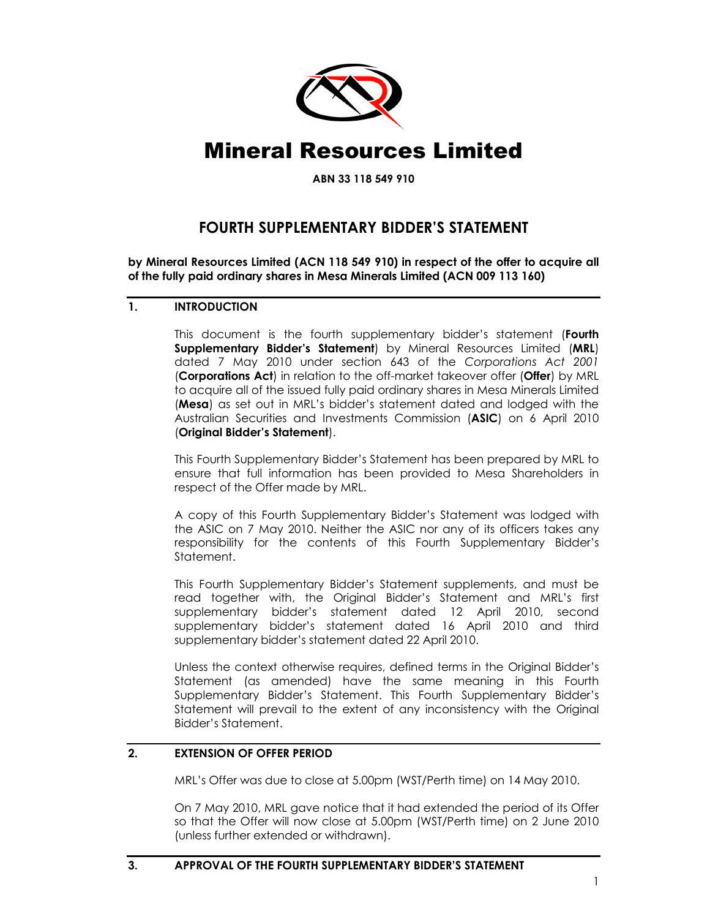# Mineral Resources Limited

**ABN 33 118 549 910**

## FOURTH SUPPLEMENTARY BIDDER'S STATEMENT

**by Mineral Resources Limited (ACN 118 549 910) in respect of the offer to acquire all of the fully paid ordinary shares in Mesa Minerals Limited (ACN 009 113 160)**

### 1. INTRODUCTION

This document is the fourth supplementary bidder's statement (**Fourth Supplementary Bidder's Statement**) by Mineral Resources Limited (**MRL**) dated 7 May 2010 under section 643 of the *Corporations Act 2001* (**Corporations Act**) in relation to the off-market takeover offer (**Offer**) by MRL to acquire all of the issued fully paid ordinary shares in Mesa Minerals Limited (**Mesa**) as set out in MRL's bidder's statement dated and lodged with the Australian Securities and Investments Commission (**ASIC**) on 6 April 2010 (**Original Bidder's Statement**).

This Fourth Supplementary Bidder's Statement has been prepared by MRL to ensure that full information has been provided to Mesa Shareholders in respect of the Offer made by MRL.

A copy of this Fourth Supplementary Bidder's Statement was lodged with the ASIC on 7 May 2010. Neither the ASIC nor any of its officers takes any responsibility for the contents of this Fourth Supplementary Bidder's Statement.

This Fourth Supplementary Bidder's Statement supplements, and must be read together with, the Original Bidder's Statement and MRL's first supplementary bidder's statement dated 12 April 2010, second supplementary bidder's statement dated 16 April 2010 and third supplementary bidder's statement dated 22 April 2010.

Unless the context otherwise requires, defined terms in the Original Bidder's Statement (as amended) have the same meaning in this Fourth Supplementary Bidder's Statement. This Fourth Supplementary Bidder's Statement will prevail to the extent of any inconsistency with the Original Bidder's Statement.

### 2. EXTENSION OF OFFER PERIOD

MRL's Offer was due to close at 5.00pm (WST/Perth time) on 14 May 2010.

On 7 May 2010, MRL gave notice that it had extended the period of its Offer so that the Offer will now close at 5.00pm (WST/Perth time) on 2 June 2010 (unless further extended or withdrawn).

### 3. APPROVAL OF THE FOURTH SUPPLEMENTARY BIDDER'S STATEMENT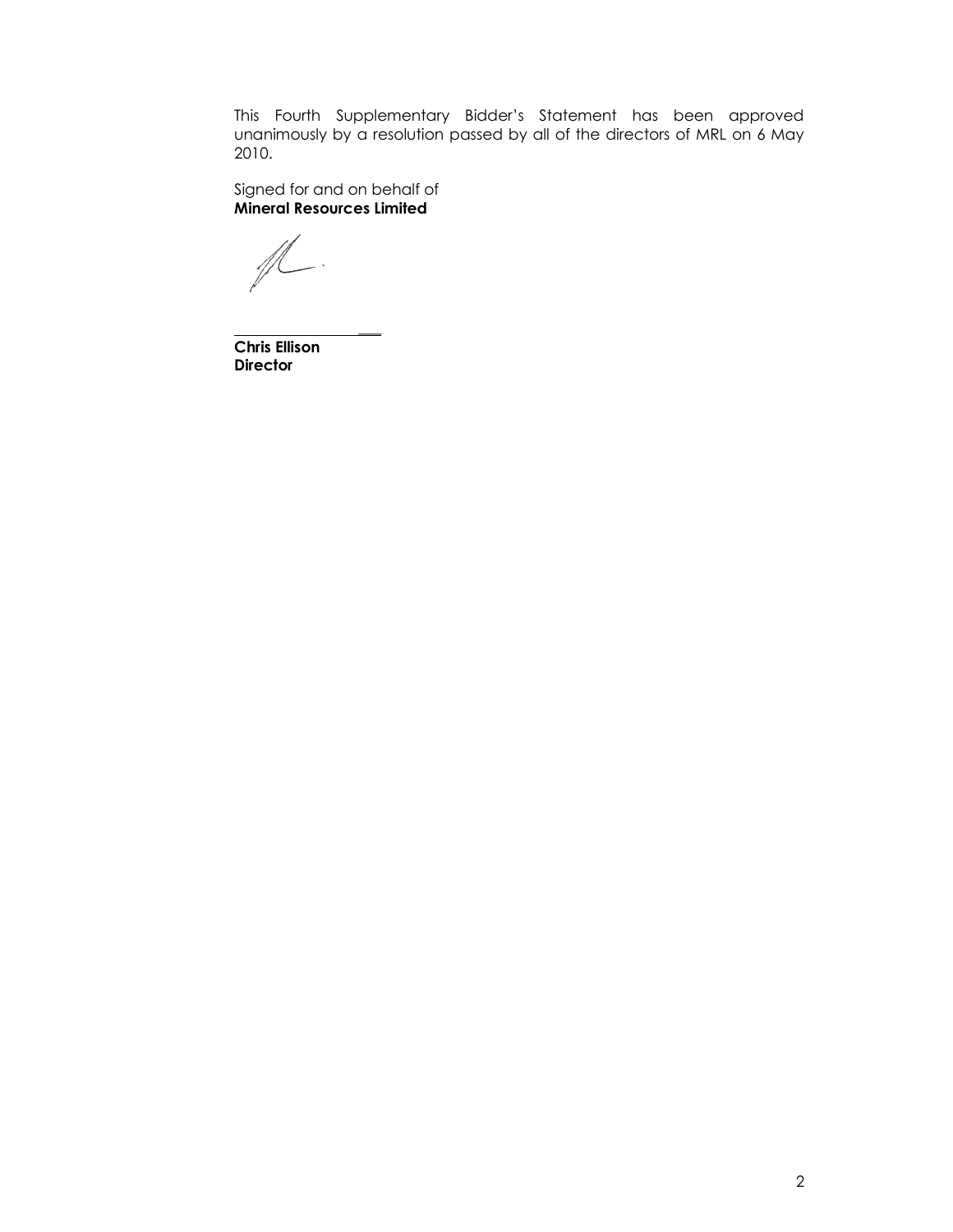This Fourth Supplementary Bidder's Statement has been approved unanimously by a resolution passed by all of the directors of MRL on 6 May 2010.

Signed for and on behalf of
**Mineral Resources Limited**

**Chris Ellison**
**Director**